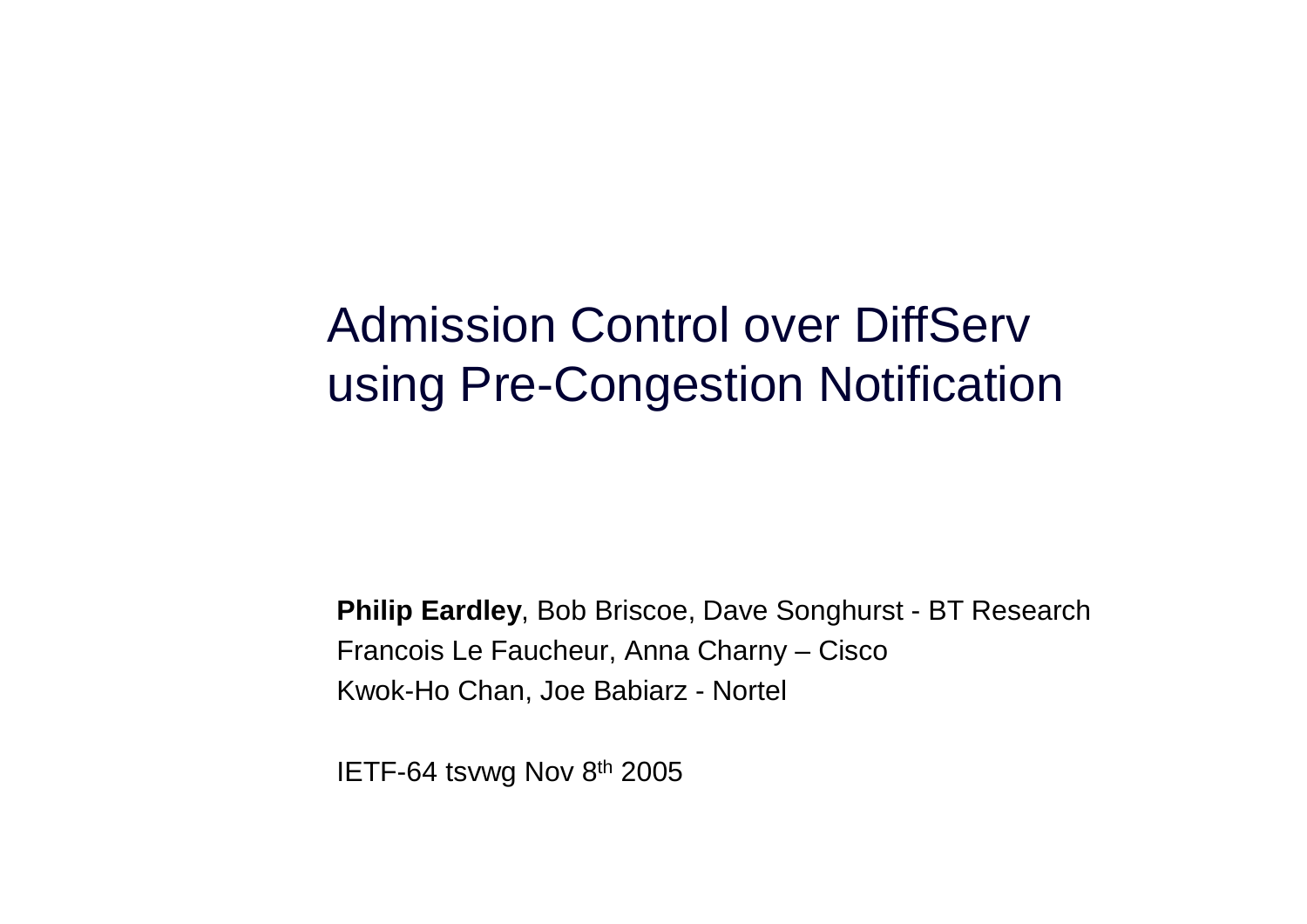# Admission Control over DiffServ using Pre-Congestion Notification

**Philip Eardley**, Bob Briscoe, Dave Songhurst - BT Research

Francois Le Faucheur, Anna Charny – Cisco

Kwok-Ho Chan, Joe Babiarz - Nortel

IETF-64 tsvwg Nov 8th 2005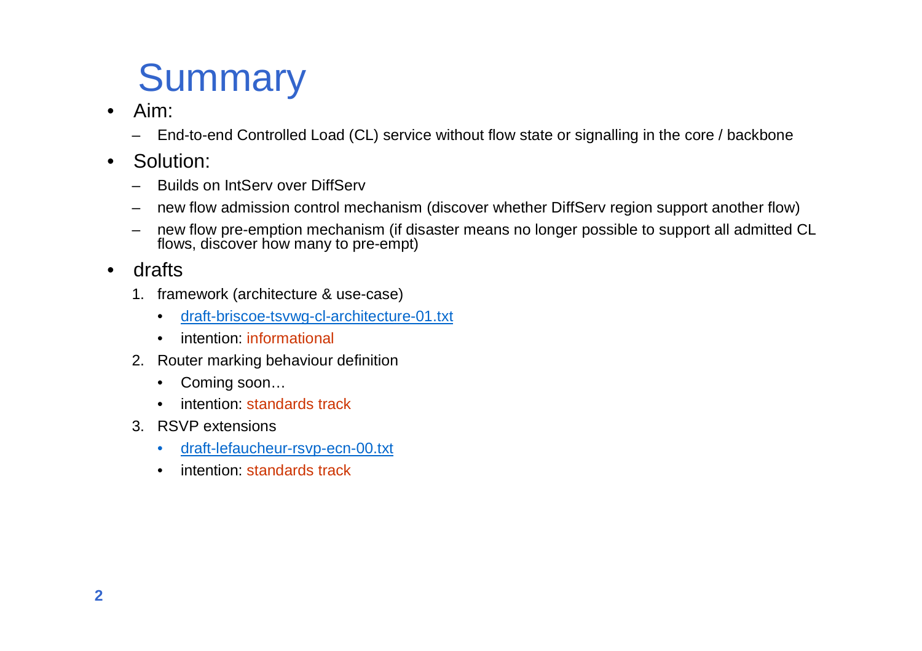# Summary

- Aim:
  - End-to-end Controlled Load (CL) service without flow state or signalling in the core / backbone
- Solution:
  - Builds on IntServ over DiffServ
  - new flow admission control mechanism (discover whether DiffServ region support another flow)
  - new flow pre-emption mechanism (if disaster means no longer possible to support all admitted CL flows, discover how many to pre-empt)
- drafts
  1. framework (architecture & use-case)
     - draft-briscoe-tsvwg-cl-architecture-01.txt
     - intention: informational
  2. Router marking behaviour definition
     - Coming soon…
     - intention: standards track
  3. RSVP extensions
     - draft-lefaucheur-rsvp-ecn-00.txt
     - intention: standards track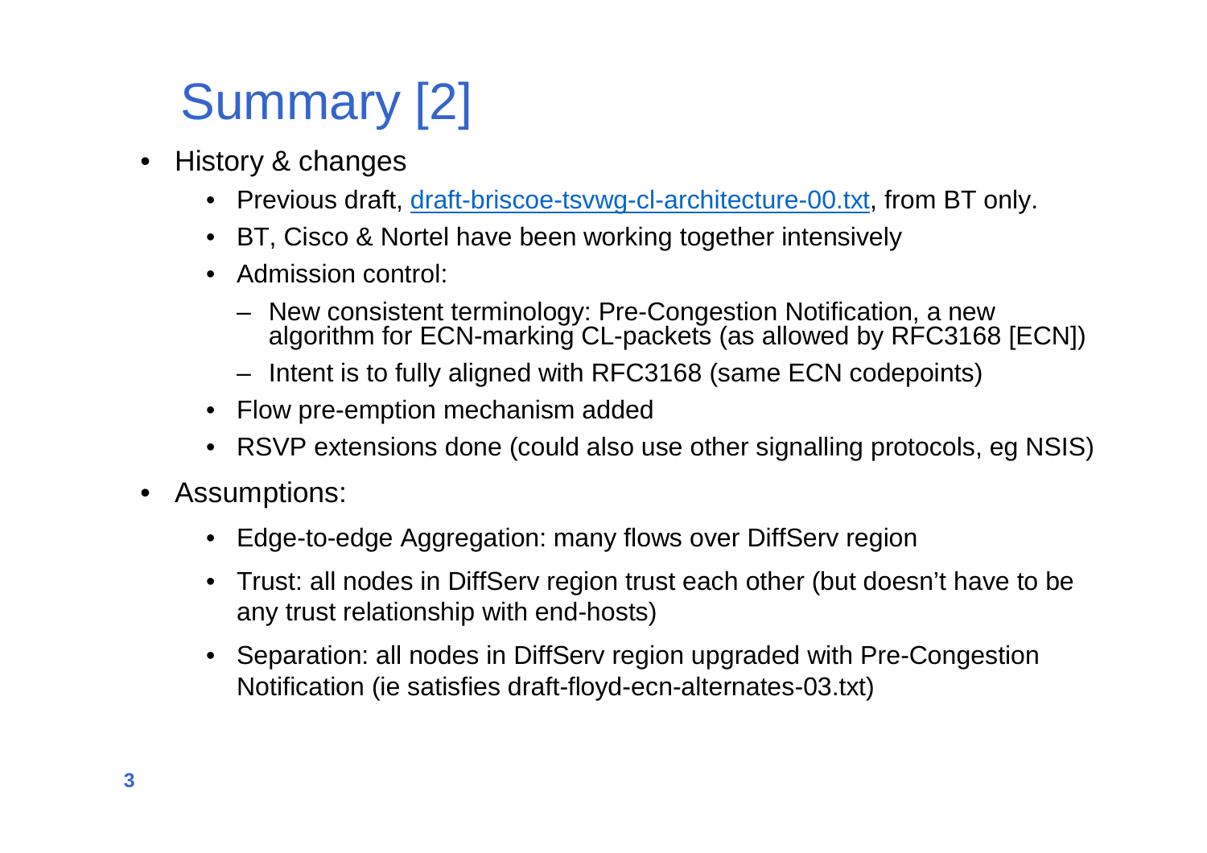# Summary [2]

- History & changes
  - Previous draft, [draft-briscoe-tsvwg-cl-architecture-00.txt](draft-briscoe-tsvwg-cl-architecture-00.txt), from BT only.
  - BT, Cisco & Nortel have been working together intensively
  - Admission control:
    - New consistent terminology: Pre-Congestion Notification, a new algorithm for ECN-marking CL-packets (as allowed by RFC3168 [ECN])
    - Intent is to fully aligned with RFC3168 (same ECN codepoints)
  - Flow pre-emption mechanism added
  - RSVP extensions done (could also use other signalling protocols, eg NSIS)
- Assumptions:
  - Edge-to-edge Aggregation: many flows over DiffServ region
  - Trust: all nodes in DiffServ region trust each other (but doesn't have to be any trust relationship with end-hosts)
  - Separation: all nodes in DiffServ region upgraded with Pre-Congestion Notification (ie satisfies draft-floyd-ecn-alternates-03.txt)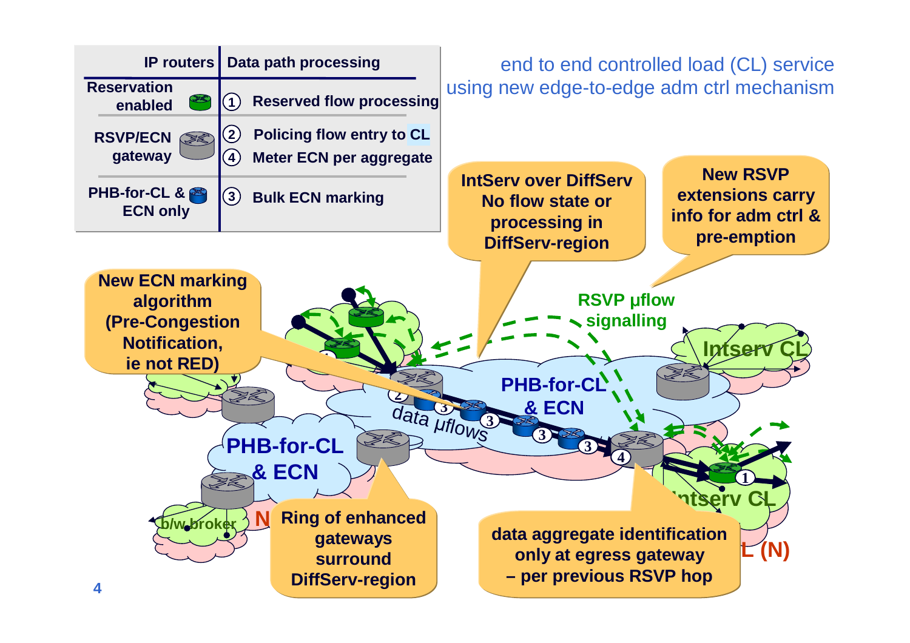end to end controlled load (CL) service using new edge-to-edge adm ctrl mechanism

| IP routers | Data path processing |
| --- | --- |
| Reservation enabled | ① Reserved flow processing |
| RSVP/ECN gateway | ② Policing flow entry to CL<br>④ Meter ECN per aggregate |
| PHB-for-CL & ECN only | ③ Bulk ECN marking |

- IntServ over DiffServ No flow state or processing in DiffServ-region
- New RSVP extensions carry info for adm ctrl & pre-emption
- New ECN marking algorithm (Pre-Congestion Notification, ie not RED)
- RSVP µflow signalling
- Intserv CL
- PHB-for-CL & ECN
- data µflows
- PHB-for-CL & ECN
- b/w broker
- Ring of enhanced gateways surround DiffServ-region
- data aggregate identification only at egress gateway – per previous RSVP hop
- Intserv CL
- N
- L (N)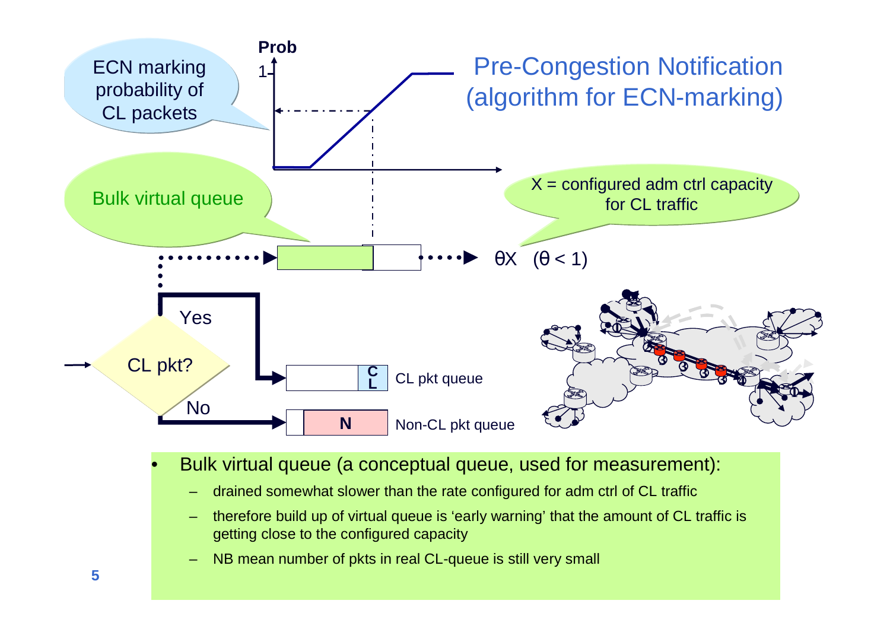# Pre-Congestion Notification (algorithm for ECN-marking)

ECN marking probability of CL packets

Prob

1

Bulk virtual queue

X = configured adm ctrl capacity for CL traffic

$\theta X \quad (\theta < 1)$

CL pkt?

Yes

No

CL

CL pkt queue

N

Non-CL pkt queue

- Bulk virtual queue (a conceptual queue, used for measurement):
  - drained somewhat slower than the rate configured for adm ctrl of CL traffic
  - therefore build up of virtual queue is ‘early warning’ that the amount of CL traffic is getting close to the configured capacity
  - NB mean number of pkts in real CL-queue is still very small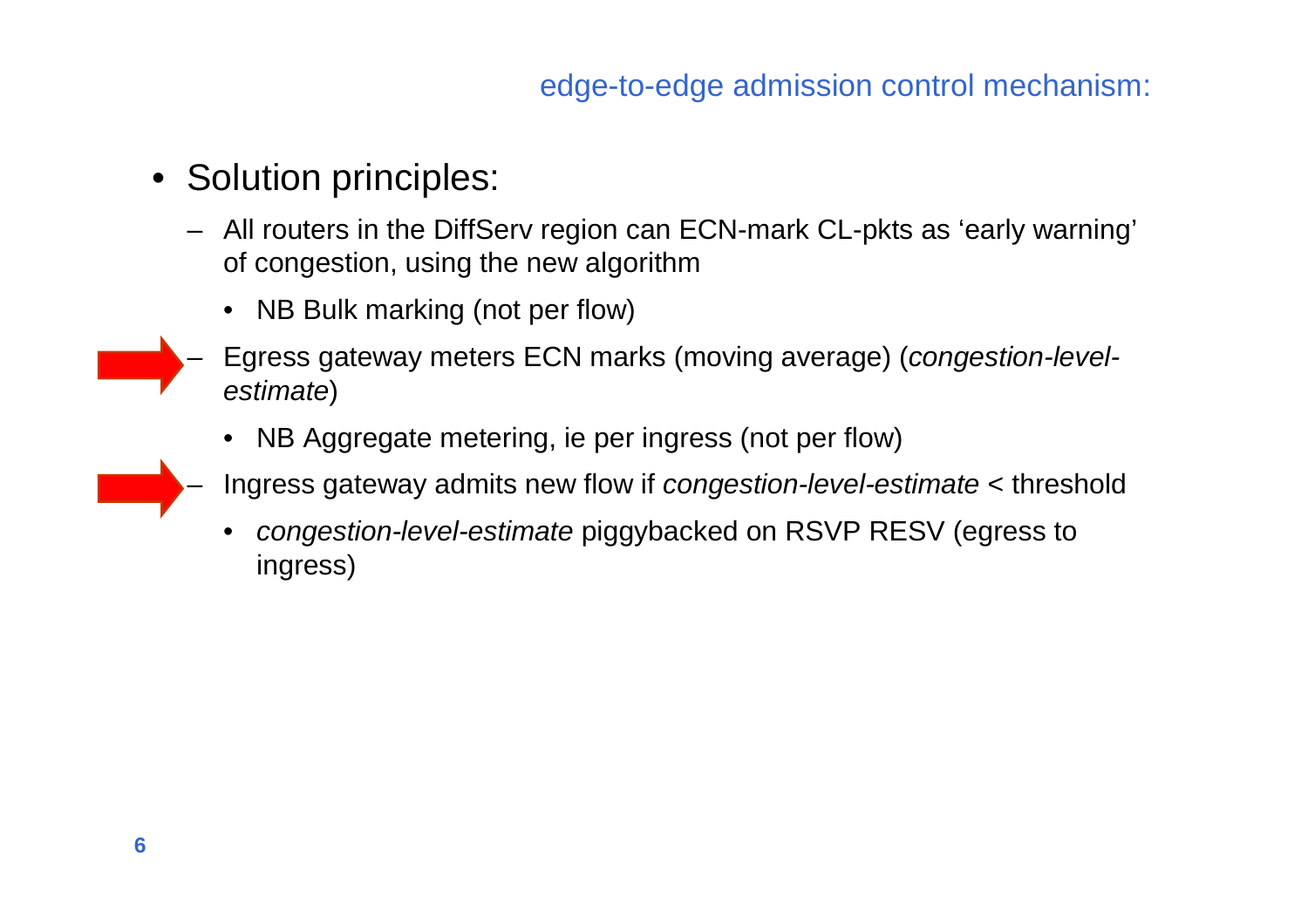## edge-to-edge admission control mechanism:

- Solution principles:
  - All routers in the DiffServ region can ECN-mark CL-pkts as ‘early warning’ of congestion, using the new algorithm
    - NB Bulk marking (not per flow)
  - Egress gateway meters ECN marks (moving average) (*congestion-level-estimate*)
    - NB Aggregate metering, ie per ingress (not per flow)
  - Ingress gateway admits new flow if *congestion-level-estimate* < threshold
    - *congestion-level-estimate* piggybacked on RSVP RESV (egress to ingress)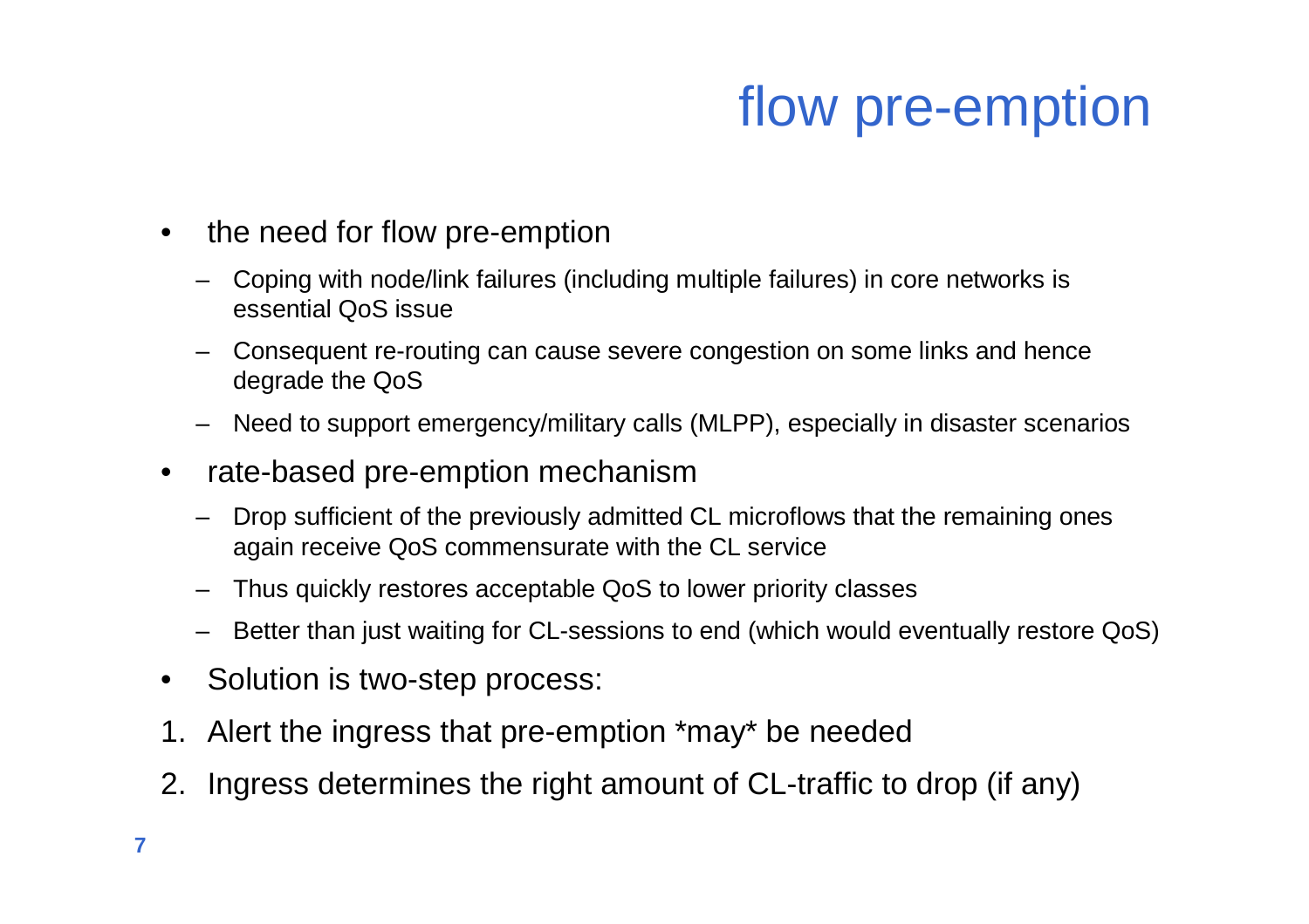# flow pre-emption

- the need for flow pre-emption
  - Coping with node/link failures (including multiple failures) in core networks is essential QoS issue
  - Consequent re-routing can cause severe congestion on some links and hence degrade the QoS
  - Need to support emergency/military calls (MLPP), especially in disaster scenarios
- rate-based pre-emption mechanism
  - Drop sufficient of the previously admitted CL microflows that the remaining ones again receive QoS commensurate with the CL service
  - Thus quickly restores acceptable QoS to lower priority classes
  - Better than just waiting for CL-sessions to end (which would eventually restore QoS)
- Solution is two-step process:

1. Alert the ingress that pre-emption *may* be needed
2. Ingress determines the right amount of CL-traffic to drop (if any)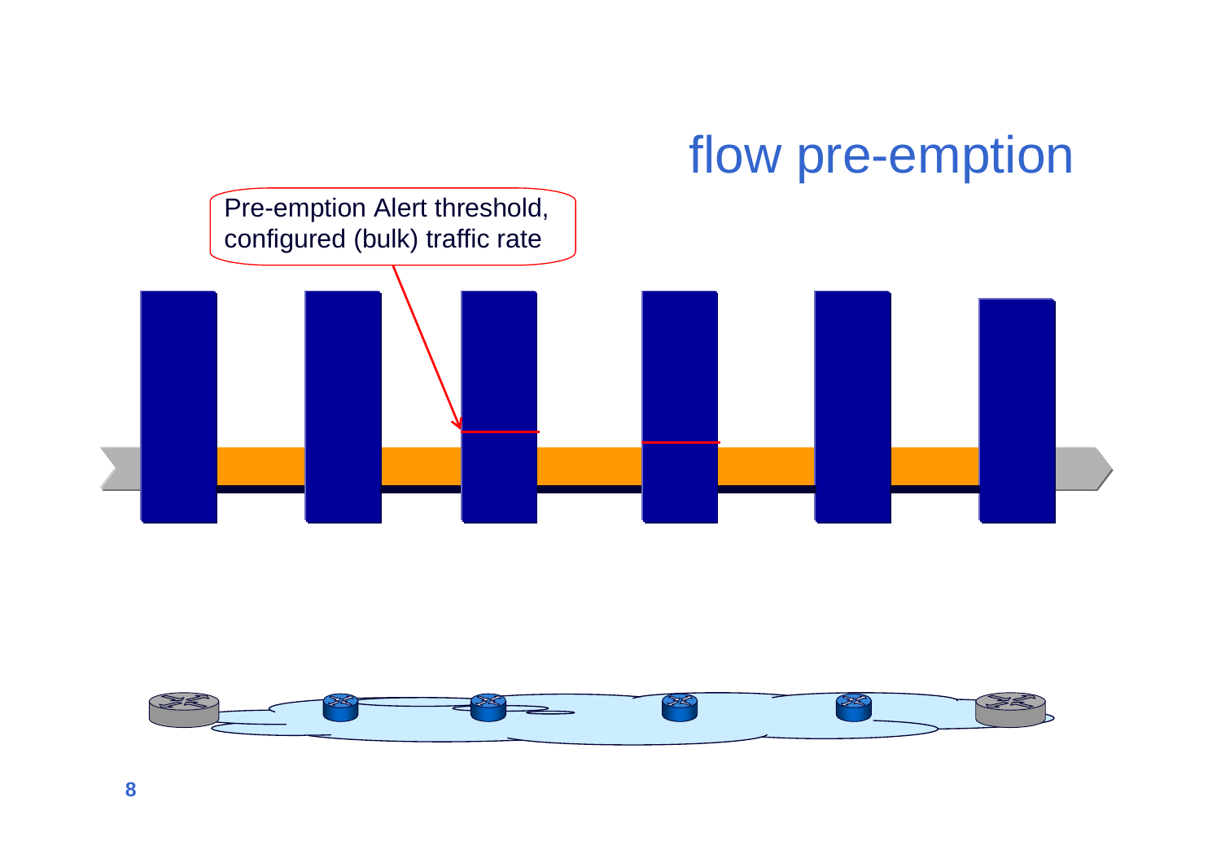# flow pre-emption

Pre-emption Alert threshold, configured (bulk) traffic rate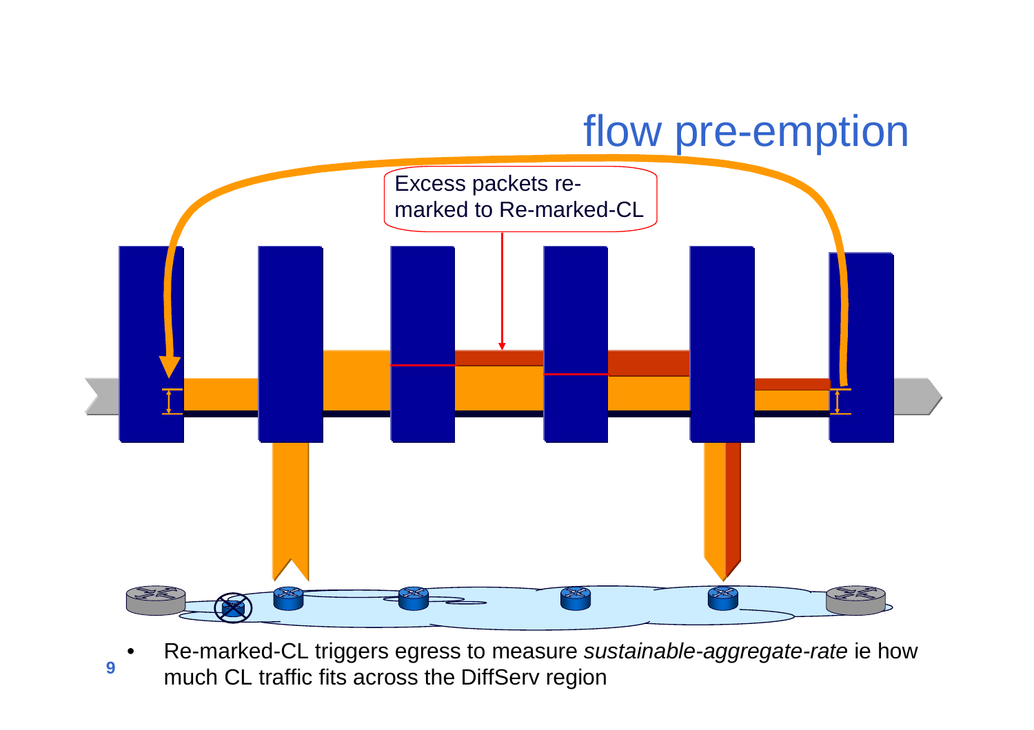# flow pre-emption

Excess packets re-marked to Re-marked-CL

- Re-marked-CL triggers egress to measure *sustainable-aggregate-rate* ie how much CL traffic fits across the DiffServ region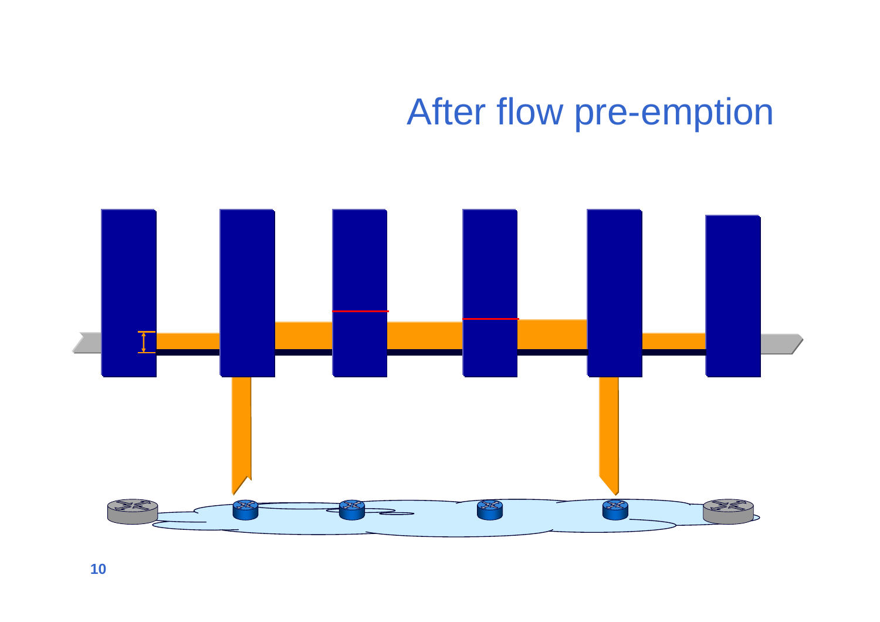# After flow pre-emption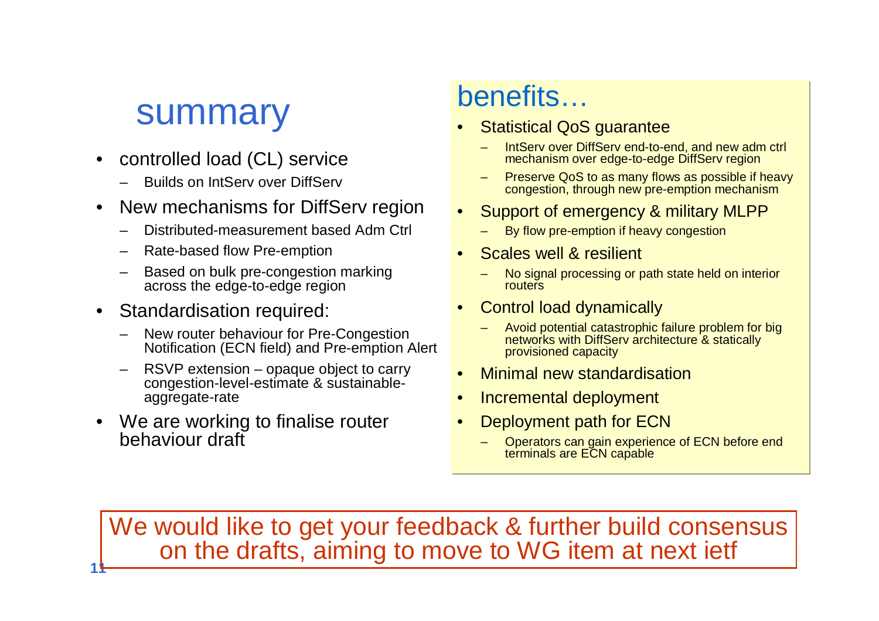## summary

- controlled load (CL) service
  - Builds on IntServ over DiffServ
- New mechanisms for DiffServ region
  - Distributed-measurement based Adm Ctrl
  - Rate-based flow Pre-emption
  - Based on bulk pre-congestion marking across the edge-to-edge region
- Standardisation required:
  - New router behaviour for Pre-Congestion Notification (ECN field) and Pre-emption Alert
  - RSVP extension – opaque object to carry congestion-level-estimate & sustainable-aggregate-rate
- We are working to finalise router behaviour draft

## benefits…

- Statistical QoS guarantee
  - IntServ over DiffServ end-to-end, and new adm ctrl mechanism over edge-to-edge DiffServ region
  - Preserve QoS to as many flows as possible if heavy congestion, through new pre-emption mechanism
- Support of emergency & military MLPP
  - By flow pre-emption if heavy congestion
- Scales well & resilient
  - No signal processing or path state held on interior routers
- Control load dynamically
  - Avoid potential catastrophic failure problem for big networks with DiffServ architecture & statically provisioned capacity
- Minimal new standardisation
- Incremental deployment
- Deployment path for ECN
  - Operators can gain experience of ECN before end terminals are ECN capable

We would like to get your feedback & further build consensus on the drafts, aiming to move to WG item at next ietf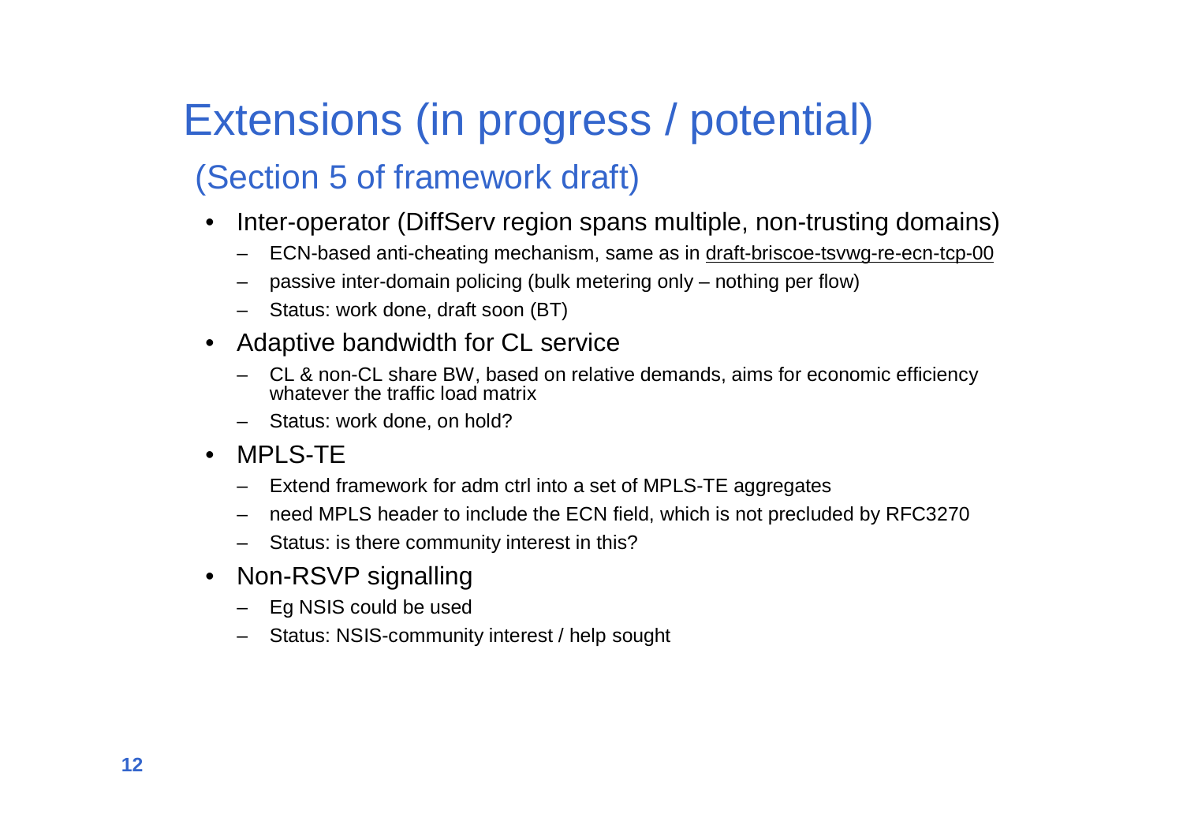# Extensions (in progress / potential)

## (Section 5 of framework draft)

- Inter-operator (DiffServ region spans multiple, non-trusting domains)
  - ECN-based anti-cheating mechanism, same as in draft-briscoe-tsvwg-re-ecn-tcp-00
  - passive inter-domain policing (bulk metering only – nothing per flow)
  - Status: work done, draft soon (BT)
- Adaptive bandwidth for CL service
  - CL & non-CL share BW, based on relative demands, aims for economic efficiency whatever the traffic load matrix
  - Status: work done, on hold?
- MPLS-TE
  - Extend framework for adm ctrl into a set of MPLS-TE aggregates
  - need MPLS header to include the ECN field, which is not precluded by RFC3270
  - Status: is there community interest in this?
- Non-RSVP signalling
  - Eg NSIS could be used
  - Status: NSIS-community interest / help sought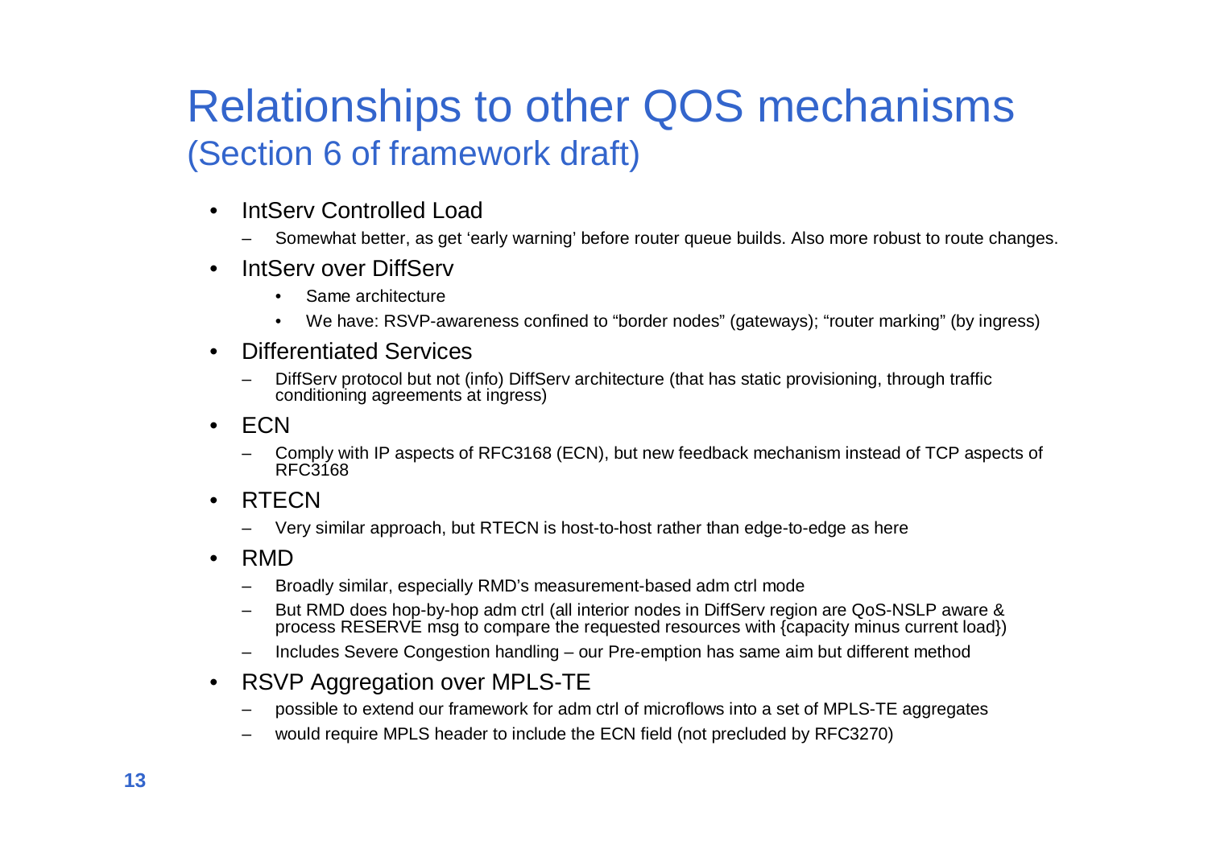# Relationships to other QOS mechanisms
## (Section 6 of framework draft)

- IntServ Controlled Load
  - Somewhat better, as get 'early warning' before router queue builds. Also more robust to route changes.
- IntServ over DiffServ
  - Same architecture
  - We have: RSVP-awareness confined to "border nodes" (gateways); "router marking" (by ingress)
- Differentiated Services
  - DiffServ protocol but not (info) DiffServ architecture (that has static provisioning, through traffic conditioning agreements at ingress)
- ECN
  - Comply with IP aspects of RFC3168 (ECN), but new feedback mechanism instead of TCP aspects of RFC3168
- RTECN
  - Very similar approach, but RTECN is host-to-host rather than edge-to-edge as here
- RMD
  - Broadly similar, especially RMD's measurement-based adm ctrl mode
  - But RMD does hop-by-hop adm ctrl (all interior nodes in DiffServ region are QoS-NSLP aware & process RESERVE msg to compare the requested resources with {capacity minus current load})
  - Includes Severe Congestion handling – our Pre-emption has same aim but different method
- RSVP Aggregation over MPLS-TE
  - possible to extend our framework for adm ctrl of microflows into a set of MPLS-TE aggregates
  - would require MPLS header to include the ECN field (not precluded by RFC3270)